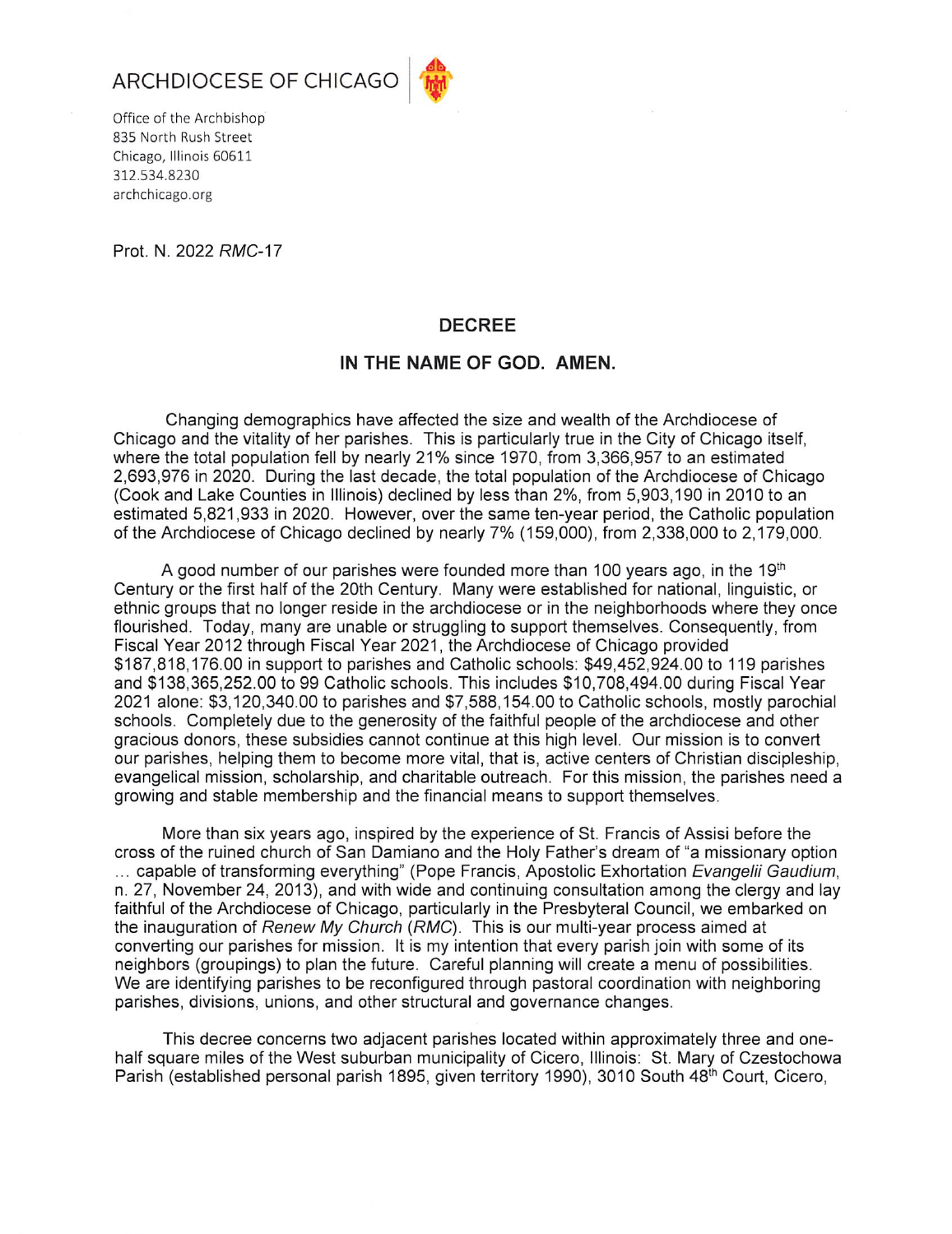ARCHDIOCESE OF CHICAGO

Office of the Archbishop
835 North Rush Street
Chicago, Illinois 60611
312.534.8230
archchicago.org

Prot. N. 2022 *RMC*-17

## DECREE

## IN THE NAME OF GOD. AMEN.

Changing demographics have affected the size and wealth of the Archdiocese of Chicago and the vitality of her parishes. This is particularly true in the City of Chicago itself, where the total population fell by nearly 21% since 1970, from 3,366,957 to an estimated 2,693,976 in 2020. During the last decade, the total population of the Archdiocese of Chicago (Cook and Lake Counties in Illinois) declined by less than 2%, from 5,903,190 in 2010 to an estimated 5,821,933 in 2020. However, over the same ten-year period, the Catholic population of the Archdiocese of Chicago declined by nearly 7% (159,000), from 2,338,000 to 2,179,000.

A good number of our parishes were founded more than 100 years ago, in the 19th Century or the first half of the 20th Century. Many were established for national, linguistic, or ethnic groups that no longer reside in the archdiocese or in the neighborhoods where they once flourished. Today, many are unable or struggling to support themselves. Consequently, from Fiscal Year 2012 through Fiscal Year 2021, the Archdiocese of Chicago provided $187,818,176.00 in support to parishes and Catholic schools: $49,452,924.00 to 119 parishes and $138,365,252.00 to 99 Catholic schools. This includes $10,708,494.00 during Fiscal Year 2021 alone: $3,120,340.00 to parishes and $7,588,154.00 to Catholic schools, mostly parochial schools. Completely due to the generosity of the faithful people of the archdiocese and other gracious donors, these subsidies cannot continue at this high level. Our mission is to convert our parishes, helping them to become more vital, that is, active centers of Christian discipleship, evangelical mission, scholarship, and charitable outreach. For this mission, the parishes need a growing and stable membership and the financial means to support themselves.

More than six years ago, inspired by the experience of St. Francis of Assisi before the cross of the ruined church of San Damiano and the Holy Father's dream of "a missionary option … capable of transforming everything" (Pope Francis, Apostolic Exhortation *Evangelii Gaudium*, n. 27, November 24, 2013), and with wide and continuing consultation among the clergy and lay faithful of the Archdiocese of Chicago, particularly in the Presbyteral Council, we embarked on the inauguration of *Renew My Church* (*RMC*). This is our multi-year process aimed at converting our parishes for mission. It is my intention that every parish join with some of its neighbors (groupings) to plan the future. Careful planning will create a menu of possibilities. We are identifying parishes to be reconfigured through pastoral coordination with neighboring parishes, divisions, unions, and other structural and governance changes.

This decree concerns two adjacent parishes located within approximately three and one-half square miles of the West suburban municipality of Cicero, Illinois: St. Mary of Czestochowa Parish (established personal parish 1895, given territory 1990), 3010 South 48th Court, Cicero,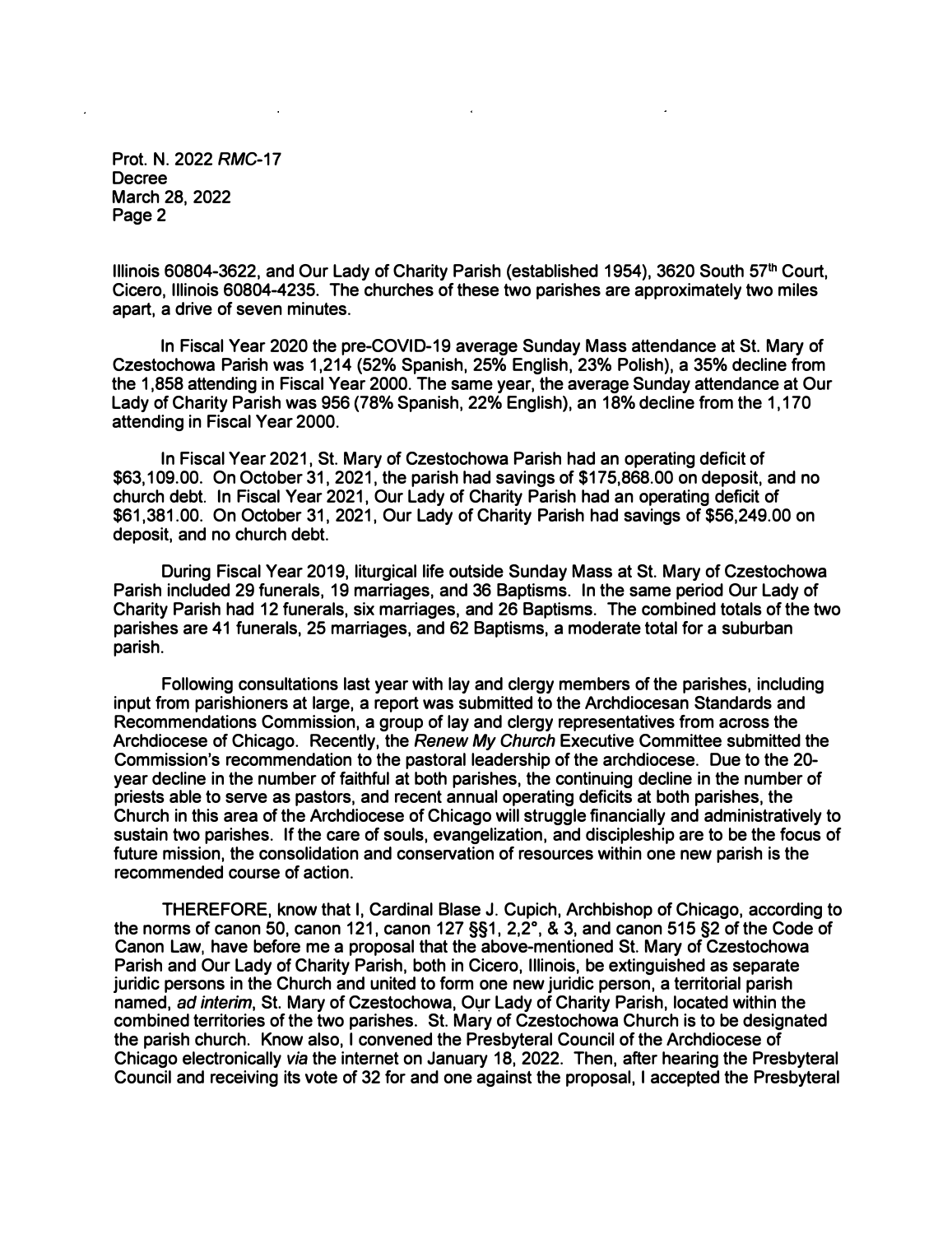Illinois 60804-3622, and Our Lady of Charity Parish (established 1954), 3620 South 57th Court, Cicero, Illinois 60804-4235. The churches of these two parishes are approximately two miles apart, a drive of seven minutes.

In Fiscal Year 2020 the pre-COVID-19 average Sunday Mass attendance at St. Mary of Czestochowa Parish was 1,214 (52% Spanish, 25% English, 23% Polish), a 35% decline from the 1,858 attending in Fiscal Year 2000. The same year, the average Sunday attendance at Our Lady of Charity Parish was 956 (78% Spanish, 22% English), an 18% decline from the 1,170 attending in Fiscal Year 2000.

In Fiscal Year 2021, St. Mary of Czestochowa Parish had an operating deficit of $63,109.00. On October 31, 2021, the parish had savings of $175,868.00 on deposit, and no church debt. In Fiscal Year 2021, Our Lady of Charity Parish had an operating deficit of $61,381.00. On October 31, 2021, Our Lady of Charity Parish had savings of $56,249.00 on deposit, and no church debt.

During Fiscal Year 2019, liturgical life outside Sunday Mass at St. Mary of Czestochowa Parish included 29 funerals, 19 marriages, and 36 Baptisms. In the same period Our Lady of Charity Parish had 12 funerals, six marriages, and 26 Baptisms. The combined totals of the two parishes are 41 funerals, 25 marriages, and 62 Baptisms, a moderate total for a suburban parish.

Following consultations last year with lay and clergy members of the parishes, including input from parishioners at large, a report was submitted to the Archdiocesan Standards and Recommendations Commission, a group of lay and clergy representatives from across the Archdiocese of Chicago. Recently, the *Renew My Church* Executive Committee submitted the Commission's recommendation to the pastoral leadership of the archdiocese. Due to the 20-year decline in the number of faithful at both parishes, the continuing decline in the number of priests able to serve as pastors, and recent annual operating deficits at both parishes, the Church in this area of the Archdiocese of Chicago will struggle financially and administratively to sustain two parishes. If the care of souls, evangelization, and discipleship are to be the focus of future mission, the consolidation and conservation of resources within one new parish is the recommended course of action.

THEREFORE, know that I, Cardinal Blase J. Cupich, Archbishop of Chicago, according to the norms of canon 50, canon 121, canon 127 §§1, 2,2°, & 3, and canon 515 §2 of the Code of Canon Law, have before me a proposal that the above-mentioned St. Mary of Czestochowa Parish and Our Lady of Charity Parish, both in Cicero, Illinois, be extinguished as separate juridic persons in the Church and united to form one new juridic person, a territorial parish named, *ad interim*, St. Mary of Czestochowa, Our Lady of Charity Parish, located within the combined territories of the two parishes. St. Mary of Czestochowa Church is to be designated the parish church. Know also, I convened the Presbyteral Council of the Archdiocese of Chicago electronically *via* the internet on January 18, 2022. Then, after hearing the Presbyteral Council and receiving its vote of 32 for and one against the proposal, I accepted the Presbyteral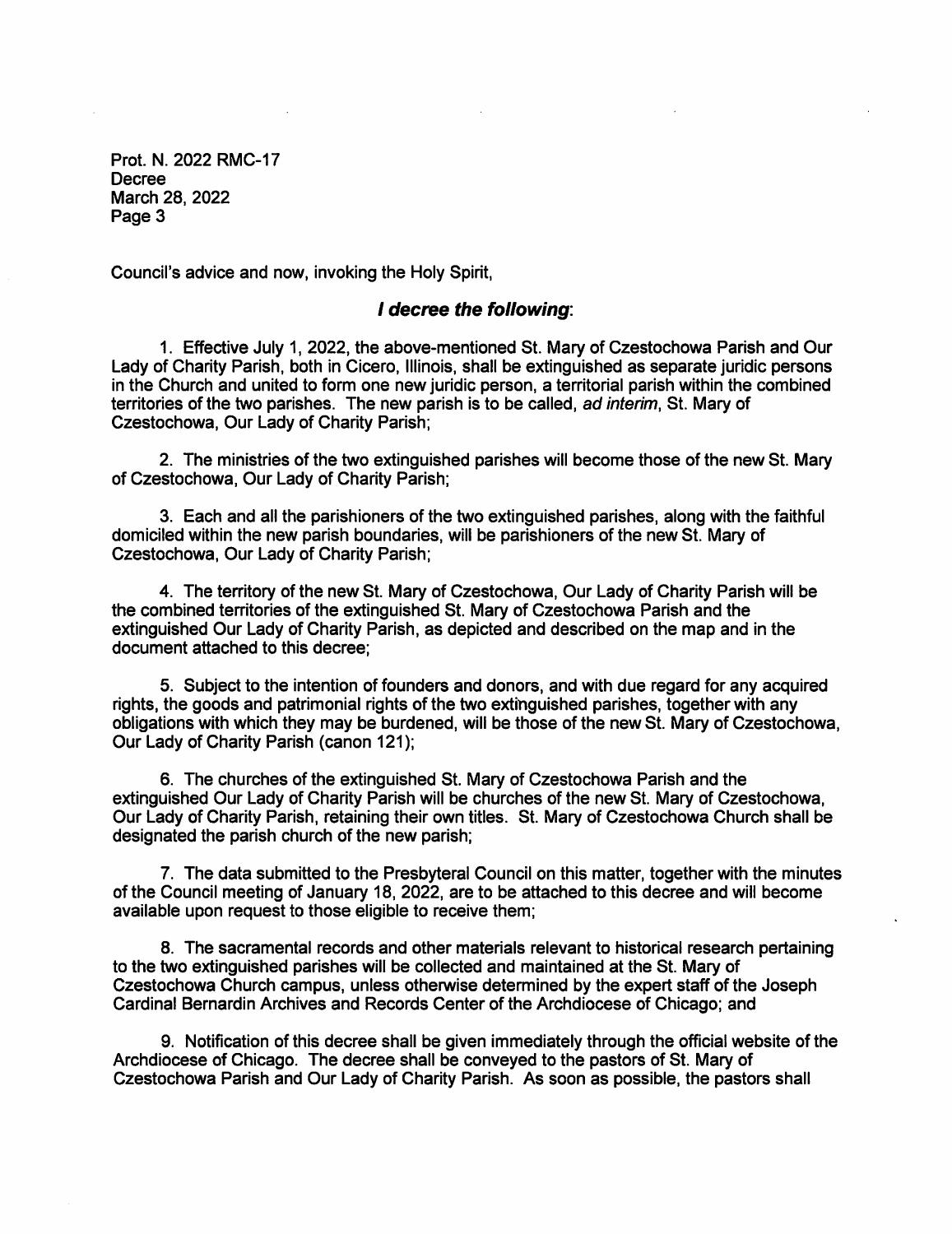Council's advice and now, invoking the Holy Spirit,

***I decree the following:***

1. Effective July 1, 2022, the above-mentioned St. Mary of Czestochowa Parish and Our Lady of Charity Parish, both in Cicero, Illinois, shall be extinguished as separate juridic persons in the Church and united to form one new juridic person, a territorial parish within the combined territories of the two parishes. The new parish is to be called, *ad interim*, St. Mary of Czestochowa, Our Lady of Charity Parish;

2. The ministries of the two extinguished parishes will become those of the new St. Mary of Czestochowa, Our Lady of Charity Parish;

3. Each and all the parishioners of the two extinguished parishes, along with the faithful domiciled within the new parish boundaries, will be parishioners of the new St. Mary of Czestochowa, Our Lady of Charity Parish;

4. The territory of the new St. Mary of Czestochowa, Our Lady of Charity Parish will be the combined territories of the extinguished St. Mary of Czestochowa Parish and the extinguished Our Lady of Charity Parish, as depicted and described on the map and in the document attached to this decree;

5. Subject to the intention of founders and donors, and with due regard for any acquired rights, the goods and patrimonial rights of the two extinguished parishes, together with any obligations with which they may be burdened, will be those of the new St. Mary of Czestochowa, Our Lady of Charity Parish (canon 121);

6. The churches of the extinguished St. Mary of Czestochowa Parish and the extinguished Our Lady of Charity Parish will be churches of the new St. Mary of Czestochowa, Our Lady of Charity Parish, retaining their own titles. St. Mary of Czestochowa Church shall be designated the parish church of the new parish;

7. The data submitted to the Presbyteral Council on this matter, together with the minutes of the Council meeting of January 18, 2022, are to be attached to this decree and will become available upon request to those eligible to receive them;

8. The sacramental records and other materials relevant to historical research pertaining to the two extinguished parishes will be collected and maintained at the St. Mary of Czestochowa Church campus, unless otherwise determined by the expert staff of the Joseph Cardinal Bernardin Archives and Records Center of the Archdiocese of Chicago; and

9. Notification of this decree shall be given immediately through the official website of the Archdiocese of Chicago. The decree shall be conveyed to the pastors of St. Mary of Czestochowa Parish and Our Lady of Charity Parish. As soon as possible, the pastors shall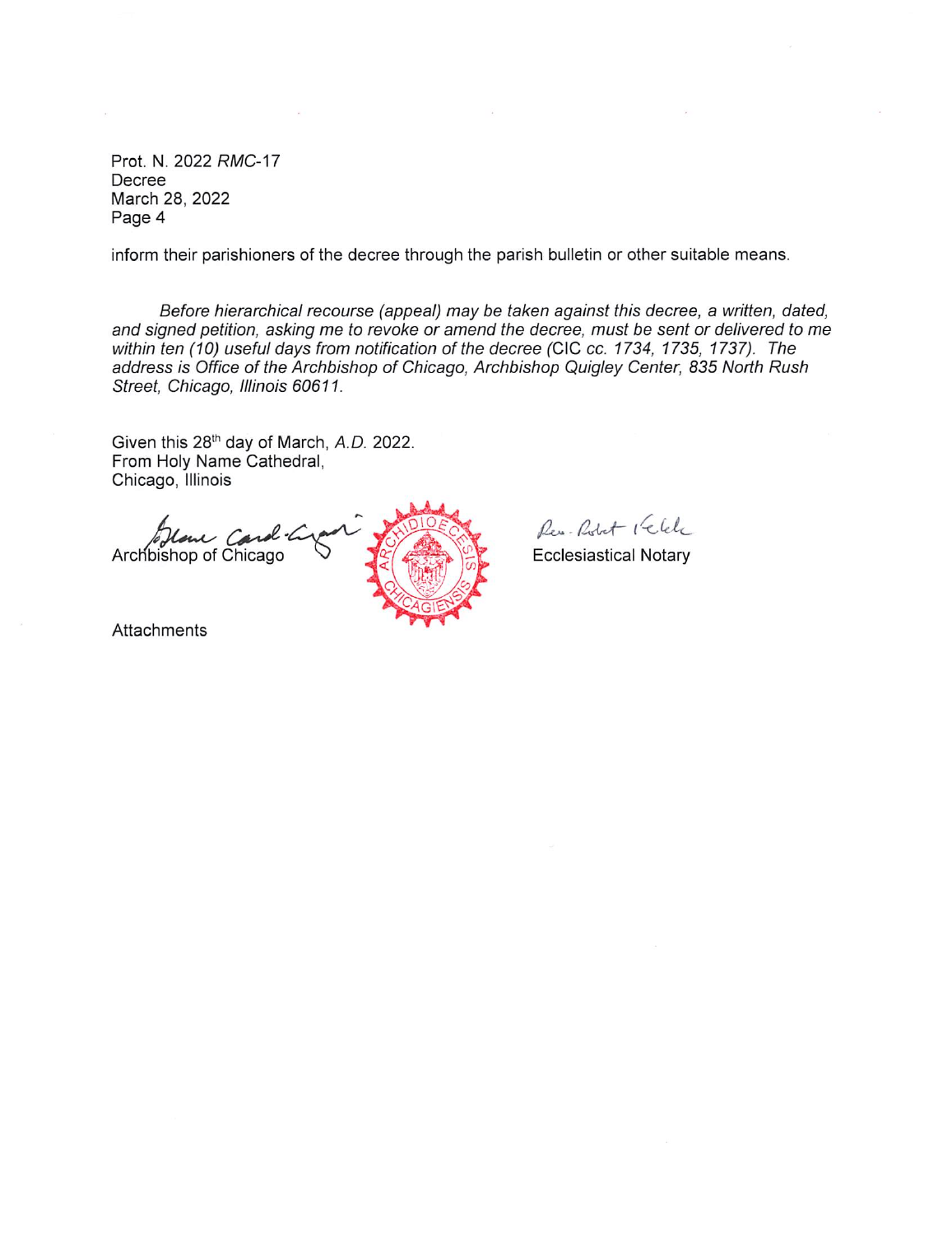Prot. N. 2022 *RMC*-17
Decree
March 28, 2022
Page 4

inform their parishioners of the decree through the parish bulletin or other suitable means.

*Before hierarchical recourse (appeal) may be taken against this decree, a written, dated, and signed petition, asking me to revoke or amend the decree, must be sent or delivered to me within ten (10) useful days from notification of the decree (CIC cc. 1734, 1735, 1737). The address is Office of the Archbishop of Chicago, Archbishop Quigley Center, 835 North Rush Street, Chicago, Illinois 60611.*

Given this 28th day of March, *A.D.* 2022.
From Holy Name Cathedral,
Chicago, Illinois

Blase Card. Cupich
Archbishop of Chicago

ARCHIDIOECESIS CHICAGIENSIS

Rev. Robert Fedek
Ecclesiastical Notary

Attachments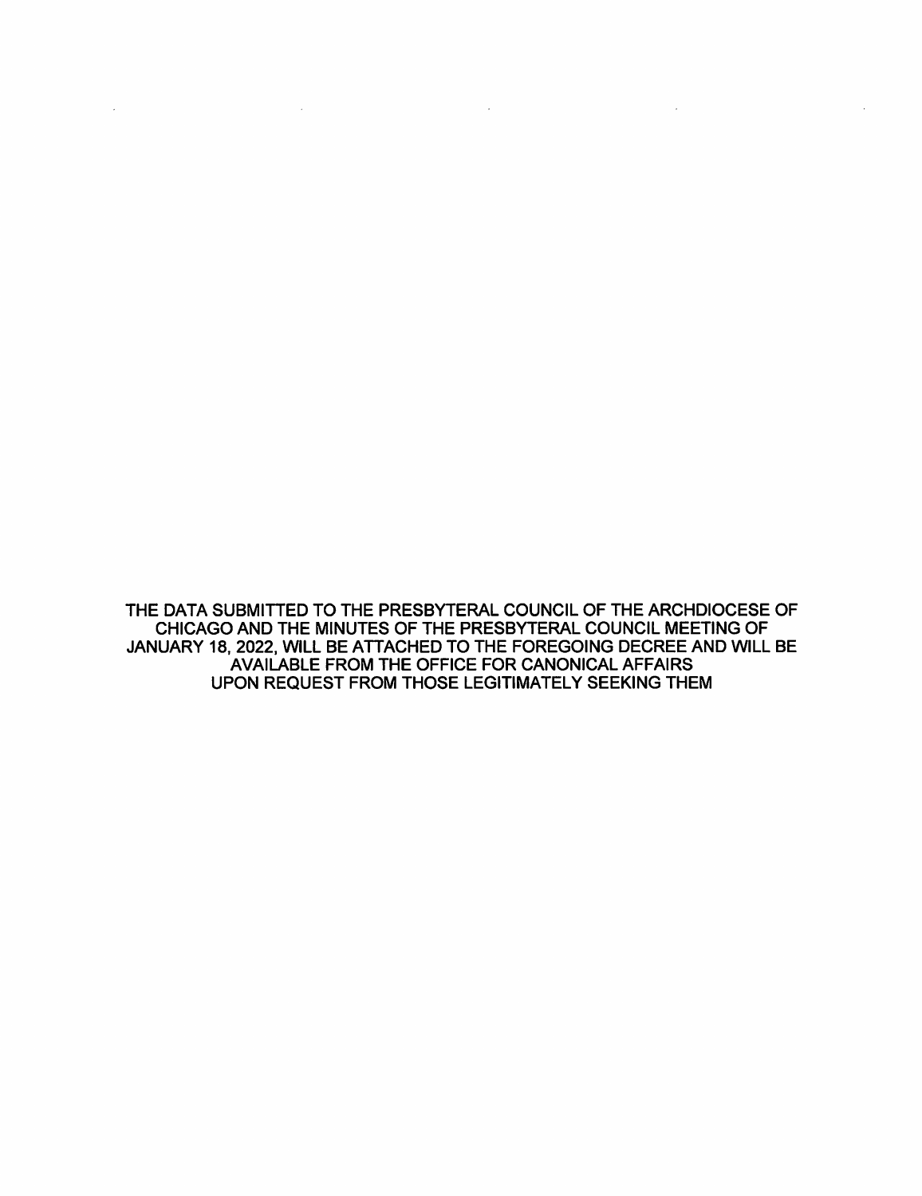THE DATA SUBMITTED TO THE PRESBYTERAL COUNCIL OF THE ARCHDIOCESE OF CHICAGO AND THE MINUTES OF THE PRESBYTERAL COUNCIL MEETING OF JANUARY 18, 2022, WILL BE ATTACHED TO THE FOREGOING DECREE AND WILL BE AVAILABLE FROM THE OFFICE FOR CANONICAL AFFAIRS UPON REQUEST FROM THOSE LEGITIMATELY SEEKING THEM